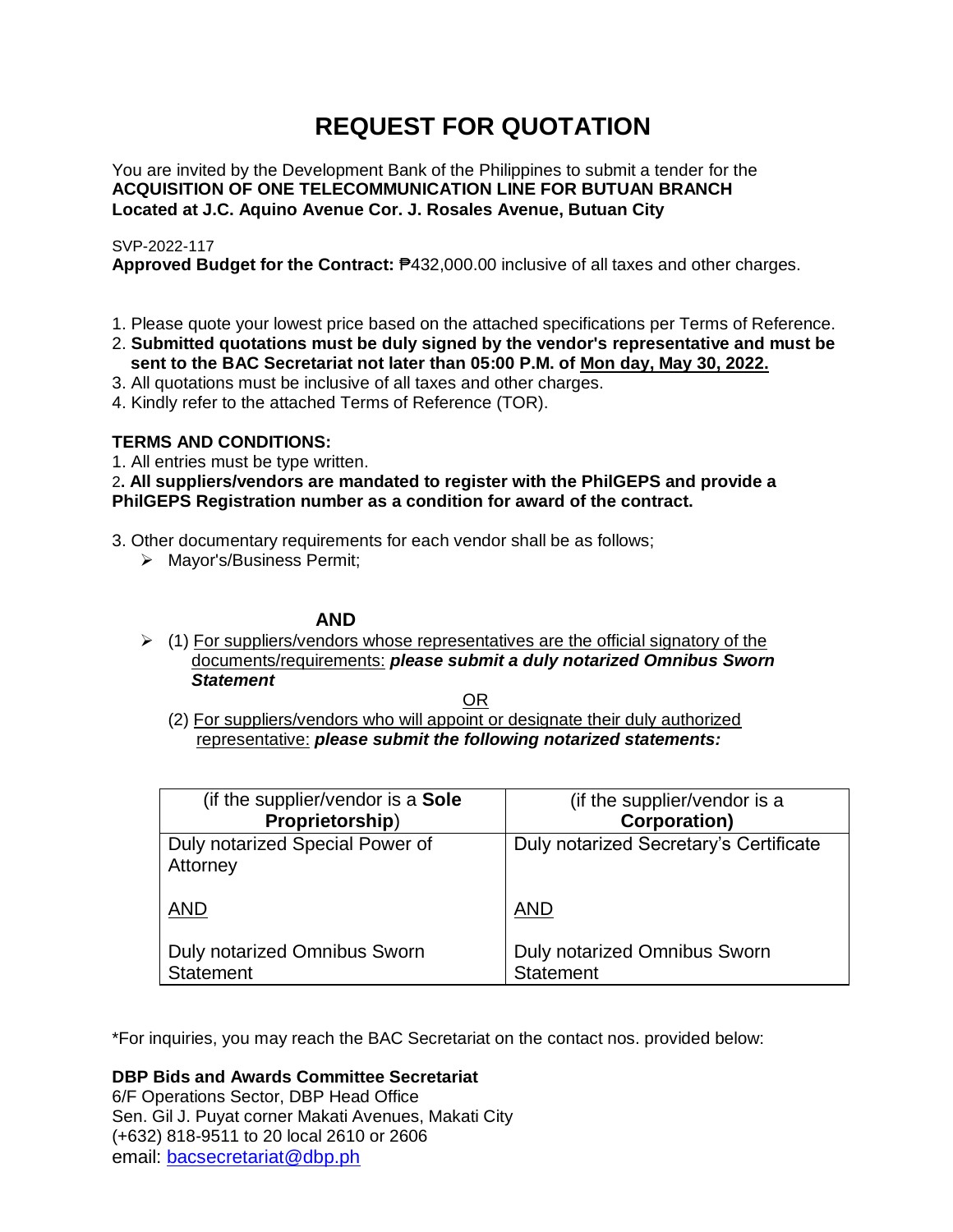# REQUEST FOR QUOTATION

You are invited by the Development Bank of the Philippines to submit a tender for the
**ACQUISITION OF ONE TELECOMMUNICATION LINE FOR BUTUAN BRANCH**
**Located at J.C. Aquino Avenue Cor. J. Rosales Avenue, Butuan City**

SVP-2022-117
**Approved Budget for the Contract:** ₱432,000.00 inclusive of all taxes and other charges.

1. Please quote your lowest price based on the attached specifications per Terms of Reference.
2. **Submitted quotations must be duly signed by the vendor's representative and must be sent to the BAC Secretariat not later than 05:00 P.M. of <u>Mon day, May 30, 2022.</u>**
3. All quotations must be inclusive of all taxes and other charges.
4. Kindly refer to the attached Terms of Reference (TOR).

**TERMS AND CONDITIONS:**

1. All entries must be type written.
2. **All suppliers/vendors are mandated to register with the PhilGEPS and provide a PhilGEPS Registration number as a condition for award of the contract.**
3. Other documentary requirements for each vendor shall be as follows;
   - Mayor's/Business Permit;

**AND**

- (1) <u>For suppliers/vendors whose representatives are the official signatory of the documents/requirements:</u> ***please submit a duly notarized Omnibus Sworn Statement***

  <u>OR</u>

  (2) <u>For suppliers/vendors who will appoint or designate their duly authorized representative:</u> ***please submit the following notarized statements:***

| (if the supplier/vendor is a **Sole Proprietorship**) | (if the supplier/vendor is a **Corporation)** |
|---|---|
| Duly notarized Special Power of Attorney<br><br><u>AND</u><br><br>Duly notarized Omnibus Sworn Statement | Duly notarized Secretary's Certificate<br><br><u>AND</u><br><br>Duly notarized Omnibus Sworn Statement |

*For inquiries, you may reach the BAC Secretariat on the contact nos. provided below:

**DBP Bids and Awards Committee Secretariat**
6/F Operations Sector, DBP Head Office
Sen. Gil J. Puyat corner Makati Avenues, Makati City
(+632) 818-9511 to 20 local 2610 or 2606
email: bacsecretariat@dbp.ph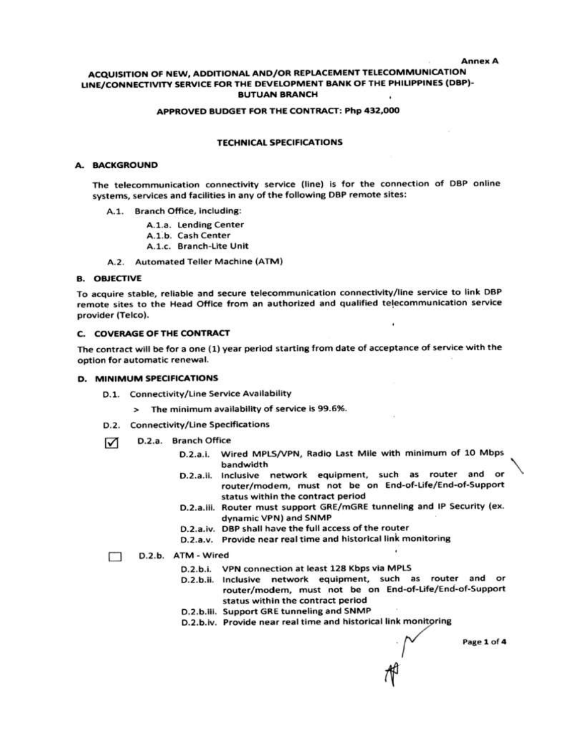Annex A

# ACQUISITION OF NEW, ADDITIONAL AND/OR REPLACEMENT TELECOMMUNICATION LINE/CONNECTIVITY SERVICE FOR THE DEVELOPMENT BANK OF THE PHILIPPINES (DBP)-BUTUAN BRANCH

## APPROVED BUDGET FOR THE CONTRACT: Php 432,000

## TECHNICAL SPECIFICATIONS

### A. BACKGROUND

The telecommunication connectivity service (line) is for the connection of DBP online systems, services and facilities in any of the following DBP remote sites:

- A.1. Branch Office, including:
  - A.1.a. Lending Center
  - A.1.b. Cash Center
  - A.1.c. Branch-Lite Unit
- A.2. Automated Teller Machine (ATM)

### B. OBJECTIVE

To acquire stable, reliable and secure telecommunication connectivity/line service to link DBP remote sites to the Head Office from an authorized and qualified telecommunication service provider (Telco).

### C. COVERAGE OF THE CONTRACT

The contract will be for a one (1) year period starting from date of acceptance of service with the option for automatic renewal.

### D. MINIMUM SPECIFICATIONS

- D.1. Connectivity/Line Service Availability
  - > The minimum availability of service is 99.6%.
- D.2. Connectivity/Line Specifications

☑ D.2.a. Branch Office

- D.2.a.i. Wired MPLS/VPN, Radio Last Mile with minimum of 10 Mbps bandwidth
- D.2.a.ii. Inclusive network equipment, such as router and or router/modem, must not be on End-of-Life/End-of-Support status within the contract period
- D.2.a.iii. Router must support GRE/mGRE tunneling and IP Security (ex. dynamic VPN) and SNMP
- D.2.a.iv. DBP shall have the full access of the router
- D.2.a.v. Provide near real time and historical link monitoring

☐ D.2.b. ATM - Wired

- D.2.b.i. VPN connection at least 128 Kbps via MPLS
- D.2.b.ii. Inclusive network equipment, such as router and or router/modem, must not be on End-of-Life/End-of-Support status within the contract period
- D.2.b.iii. Support GRE tunneling and SNMP
- D.2.b.iv. Provide near real time and historical link monitoring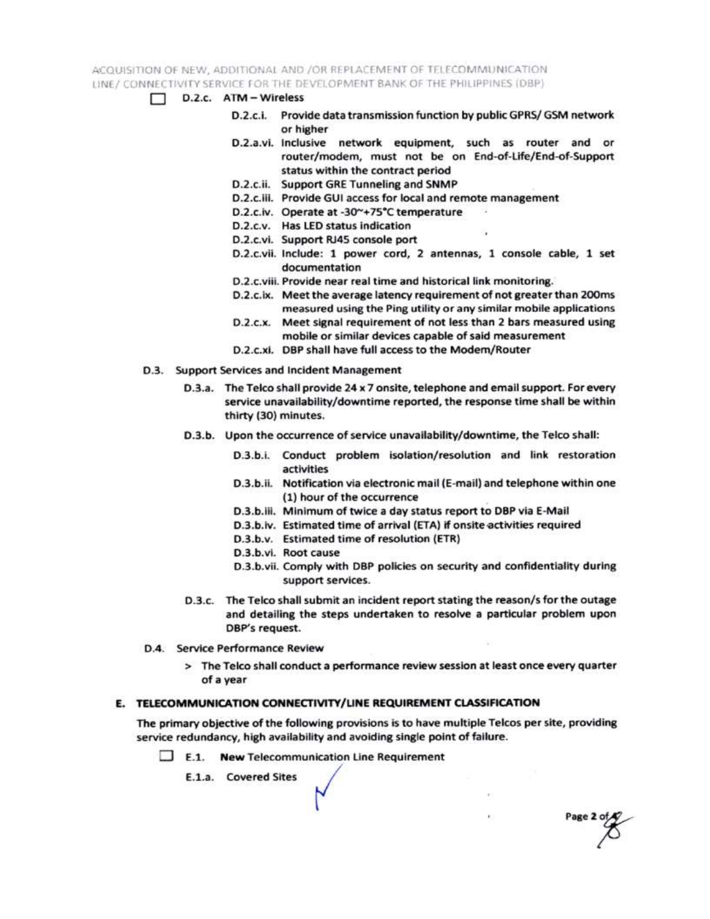- ☐ D.2.c. ATM – Wireless
  - D.2.c.i. Provide data transmission function by public GPRS/ GSM network or higher
  - D.2.a.vi. Inclusive network equipment, such as router and or router/modem, must not be on End-of-Life/End-of-Support status within the contract period
  - D.2.c.ii. Support GRE Tunneling and SNMP
  - D.2.c.iii. Provide GUI access for local and remote management
  - D.2.c.iv. Operate at -30~+75°C temperature
  - D.2.c.v. Has LED status indication
  - D.2.c.vi. Support RJ45 console port
  - D.2.c.vii. Include: 1 power cord, 2 antennas, 1 console cable, 1 set documentation
  - D.2.c.viii. Provide near real time and historical link monitoring.
  - D.2.c.ix. Meet the average latency requirement of not greater than 200ms measured using the Ping utility or any similar mobile applications
  - D.2.c.x. Meet signal requirement of not less than 2 bars measured using mobile or similar devices capable of said measurement
  - D.2.c.xi. DBP shall have full access to the Modem/Router

D.3. Support Services and Incident Management

- D.3.a. The Telco shall provide 24 x 7 onsite, telephone and email support. For every service unavailability/downtime reported, the response time shall be within thirty (30) minutes.
- D.3.b. Upon the occurrence of service unavailability/downtime, the Telco shall:
  - D.3.b.i. Conduct problem isolation/resolution and link restoration activities
  - D.3.b.ii. Notification via electronic mail (E-mail) and telephone within one (1) hour of the occurrence
  - D.3.b.iii. Minimum of twice a day status report to DBP via E-Mail
  - D.3.b.iv. Estimated time of arrival (ETA) if onsite activities required
  - D.3.b.v. Estimated time of resolution (ETR)
  - D.3.b.vi. Root cause
  - D.3.b.vii. Comply with DBP policies on security and confidentiality during support services.
- D.3.c. The Telco shall submit an incident report stating the reason/s for the outage and detailing the steps undertaken to resolve a particular problem upon DBP's request.

D.4. Service Performance Review

> The Telco shall conduct a performance review session at least once every quarter of a year

## E. TELECOMMUNICATION CONNECTIVITY/LINE REQUIREMENT CLASSIFICATION

The primary objective of the following provisions is to have multiple Telcos per site, providing service redundancy, high availability and avoiding single point of failure.

☐ E.1. **New** Telecommunication Line Requirement

E.1.a. Covered Sites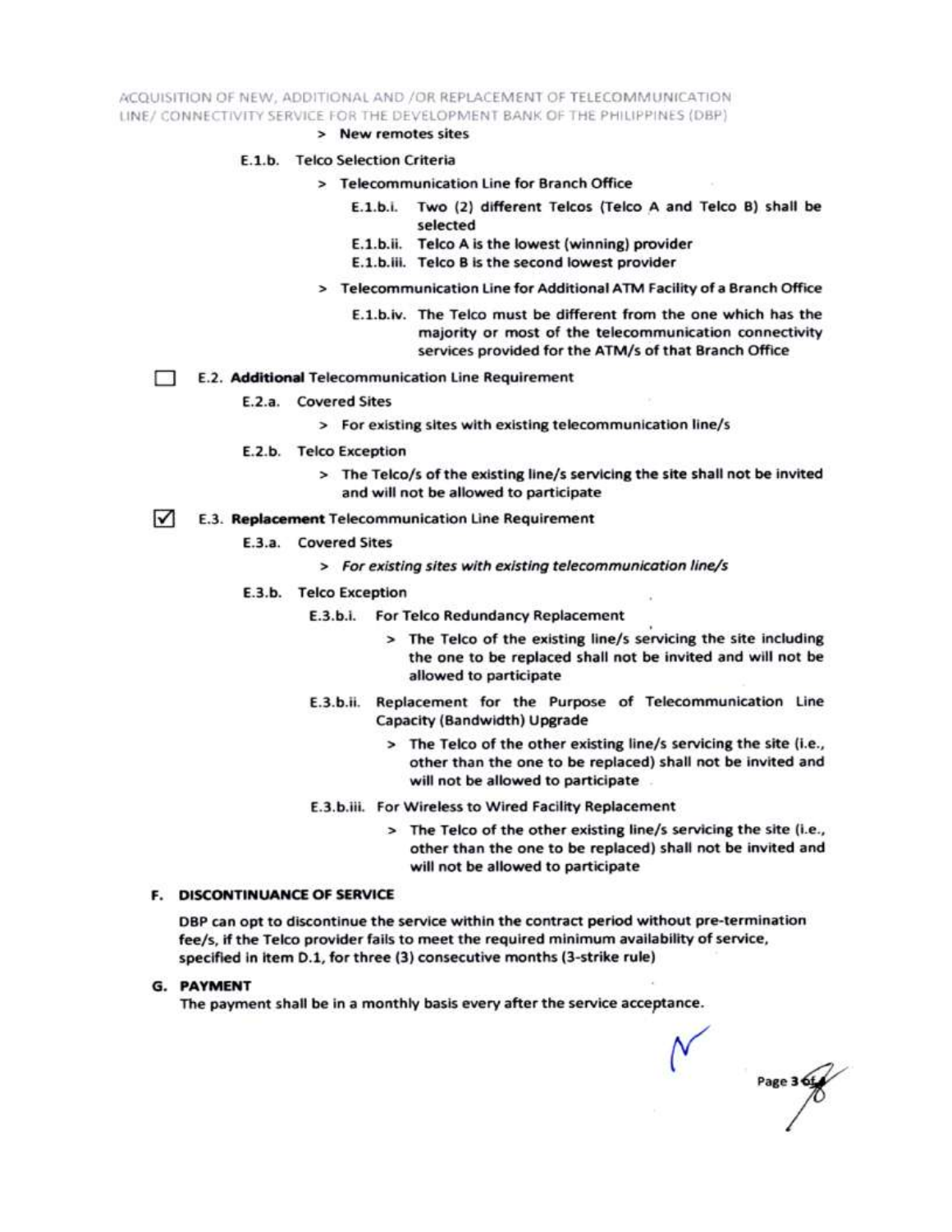> New remotes sites

E.1.b. Telco Selection Criteria

> Telecommunication Line for Branch Office

E.1.b.i. Two (2) different Telcos (Telco A and Telco B) shall be selected

E.1.b.ii. Telco A is the lowest (winning) provider

E.1.b.iii. Telco B is the second lowest provider

> Telecommunication Line for Additional ATM Facility of a Branch Office

E.1.b.iv. The Telco must be different from the one which has the majority or most of the telecommunication connectivity services provided for the ATM/s of that Branch Office

☐ E.2. **Additional** Telecommunication Line Requirement

E.2.a. Covered Sites

> For existing sites with existing telecommunication line/s

E.2.b. Telco Exception

> The Telco/s of the existing line/s servicing the site shall not be invited and will not be allowed to participate

☑ E.3. **Replacement** Telecommunication Line Requirement

E.3.a. Covered Sites

> *For existing sites with existing telecommunication line/s*

E.3.b. Telco Exception

E.3.b.i. For Telco Redundancy Replacement

> The Telco of the existing line/s servicing the site including the one to be replaced shall not be invited and will not be allowed to participate

E.3.b.ii. Replacement for the Purpose of Telecommunication Line Capacity (Bandwidth) Upgrade

> The Telco of the other existing line/s servicing the site (i.e., other than the one to be replaced) shall not be invited and will not be allowed to participate

E.3.b.iii. For Wireless to Wired Facility Replacement

> The Telco of the other existing line/s servicing the site (i.e., other than the one to be replaced) shall not be invited and will not be allowed to participate

## F. DISCONTINUANCE OF SERVICE

DBP can opt to discontinue the service within the contract period without pre-termination fee/s, if the Telco provider fails to meet the required minimum availability of service, specified in item D.1, for three (3) consecutive months (3-strike rule)

## G. PAYMENT

The payment shall be in a monthly basis every after the service acceptance.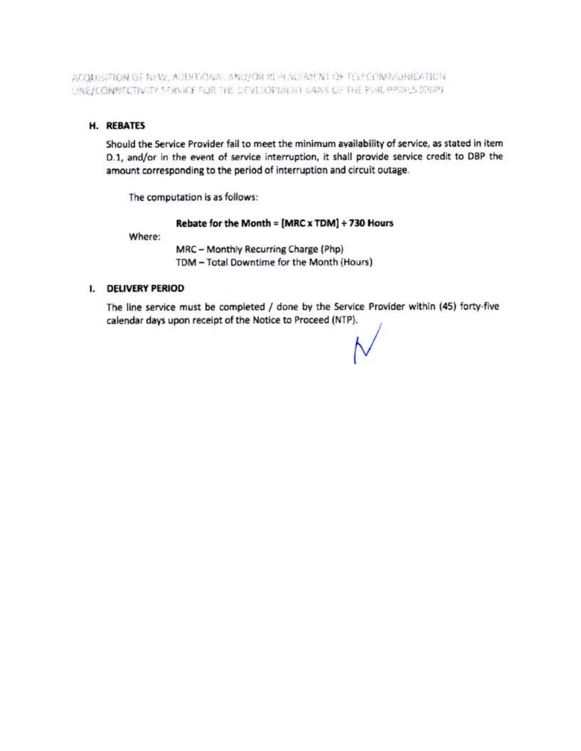## H. REBATES

Should the Service Provider fail to meet the minimum availability of service, as stated in item D.1, and/or in the event of service interruption, it shall provide service credit to DBP the amount corresponding to the period of interruption and circuit outage.

The computation is as follows:

**Rebate for the Month = [MRC x TDM] ÷ 730 Hours**

Where:

MRC – Monthly Recurring Charge (Php)
TDM – Total Downtime for the Month (Hours)

## I. DELIVERY PERIOD

The line service must be completed / done by the Service Provider within (45) forty-five calendar days upon receipt of the Notice to Proceed (NTP).